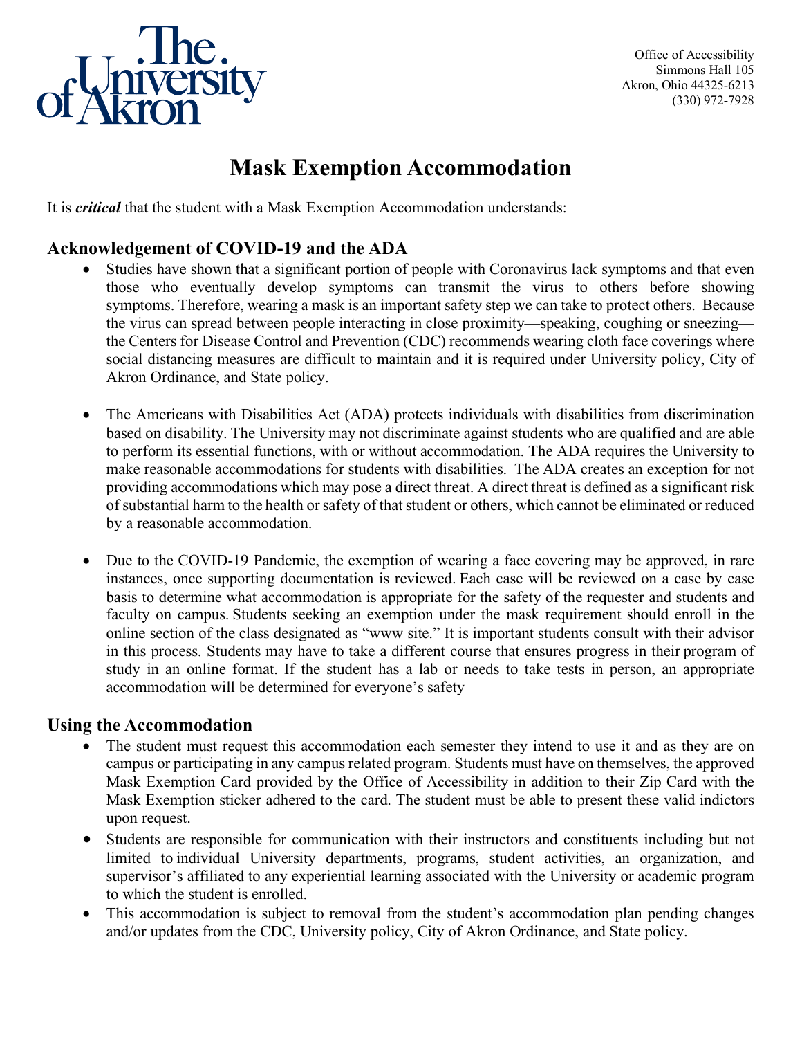The University of Akron

Office of Accessibility
Simmons Hall 105
Akron, Ohio 44325-6213
(330) 972-7928

# Mask Exemption Accommodation

It is ***critical*** that the student with a Mask Exemption Accommodation understands:

## Acknowledgement of COVID-19 and the ADA

- Studies have shown that a significant portion of people with Coronavirus lack symptoms and that even those who eventually develop symptoms can transmit the virus to others before showing symptoms. Therefore, wearing a mask is an important safety step we can take to protect others. Because the virus can spread between people interacting in close proximity—speaking, coughing or sneezing—the Centers for Disease Control and Prevention (CDC) recommends wearing cloth face coverings where social distancing measures are difficult to maintain and it is required under University policy, City of Akron Ordinance, and State policy.

- The Americans with Disabilities Act (ADA) protects individuals with disabilities from discrimination based on disability. The University may not discriminate against students who are qualified and are able to perform its essential functions, with or without accommodation. The ADA requires the University to make reasonable accommodations for students with disabilities. The ADA creates an exception for not providing accommodations which may pose a direct threat. A direct threat is defined as a significant risk of substantial harm to the health or safety of that student or others, which cannot be eliminated or reduced by a reasonable accommodation.

- Due to the COVID-19 Pandemic, the exemption of wearing a face covering may be approved, in rare instances, once supporting documentation is reviewed. Each case will be reviewed on a case by case basis to determine what accommodation is appropriate for the safety of the requester and students and faculty on campus. Students seeking an exemption under the mask requirement should enroll in the online section of the class designated as "www site." It is important students consult with their advisor in this process. Students may have to take a different course that ensures progress in their program of study in an online format. If the student has a lab or needs to take tests in person, an appropriate accommodation will be determined for everyone's safety

## Using the Accommodation

- The student must request this accommodation each semester they intend to use it and as they are on campus or participating in any campus related program. Students must have on themselves, the approved Mask Exemption Card provided by the Office of Accessibility in addition to their Zip Card with the Mask Exemption sticker adhered to the card. The student must be able to present these valid indictors upon request.
- Students are responsible for communication with their instructors and constituents including but not limited to individual University departments, programs, student activities, an organization, and supervisor's affiliated to any experiential learning associated with the University or academic program to which the student is enrolled.
- This accommodation is subject to removal from the student's accommodation plan pending changes and/or updates from the CDC, University policy, City of Akron Ordinance, and State policy.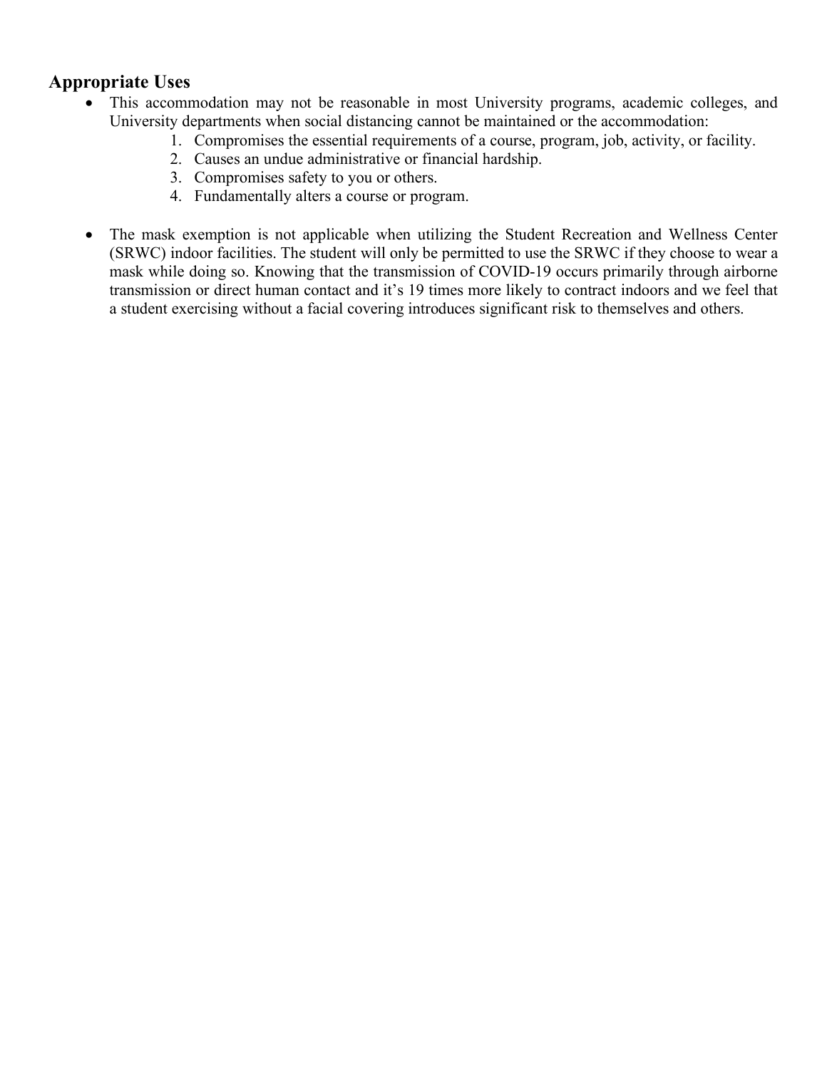## Appropriate Uses

- This accommodation may not be reasonable in most University programs, academic colleges, and University departments when social distancing cannot be maintained or the accommodation:
    1. Compromises the essential requirements of a course, program, job, activity, or facility.
    2. Causes an undue administrative or financial hardship.
    3. Compromises safety to you or others.
    4. Fundamentally alters a course or program.

- The mask exemption is not applicable when utilizing the Student Recreation and Wellness Center (SRWC) indoor facilities. The student will only be permitted to use the SRWC if they choose to wear a mask while doing so. Knowing that the transmission of COVID-19 occurs primarily through airborne transmission or direct human contact and it's 19 times more likely to contract indoors and we feel that a student exercising without a facial covering introduces significant risk to themselves and others.